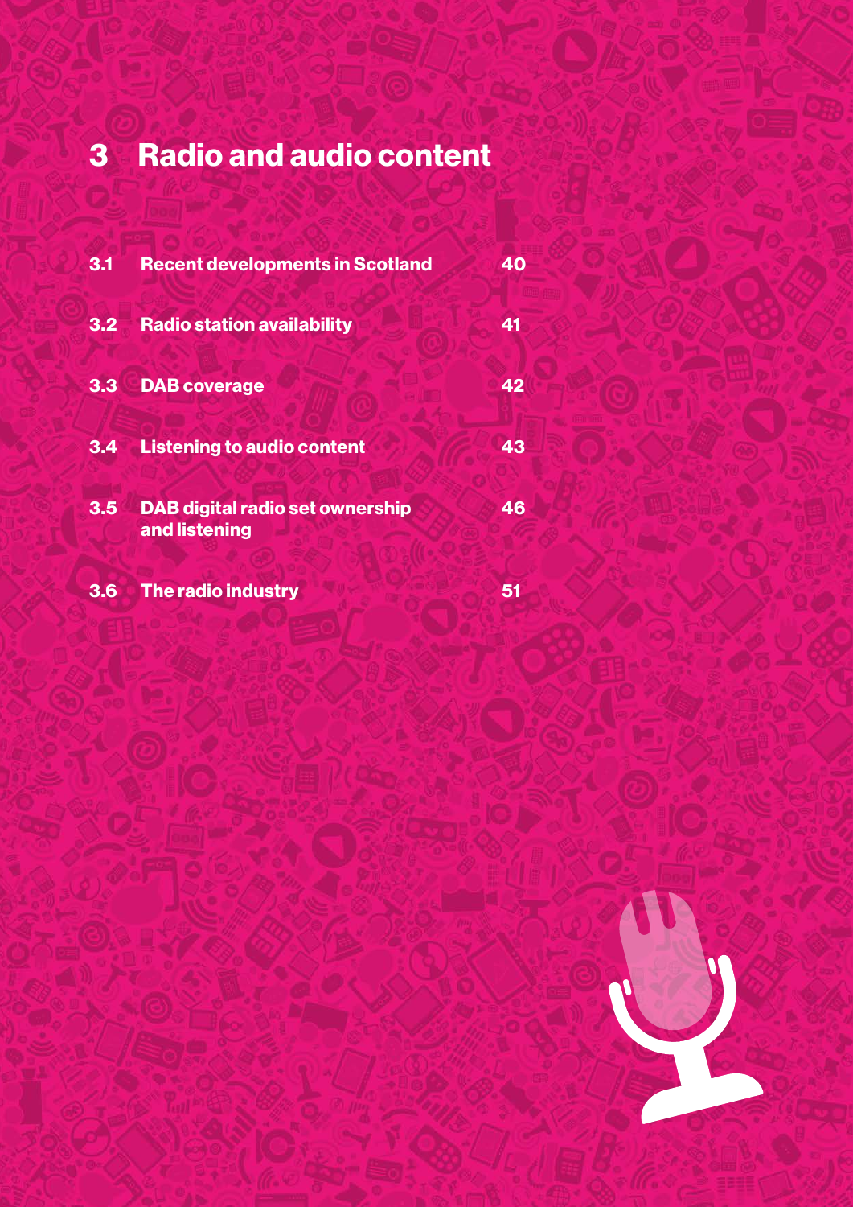# 3 Radio and audio content

| | | |
|---|---|---|
| 3.1 | Recent developments in Scotland | 40 |
| 3.2 | Radio station availability | 41 |
| 3.3 | DAB coverage | 42 |
| 3.4 | Listening to audio content | 43 |
| 3.5 | DAB digital radio set ownership and listening | 46 |
| 3.6 | The radio industry | 51 |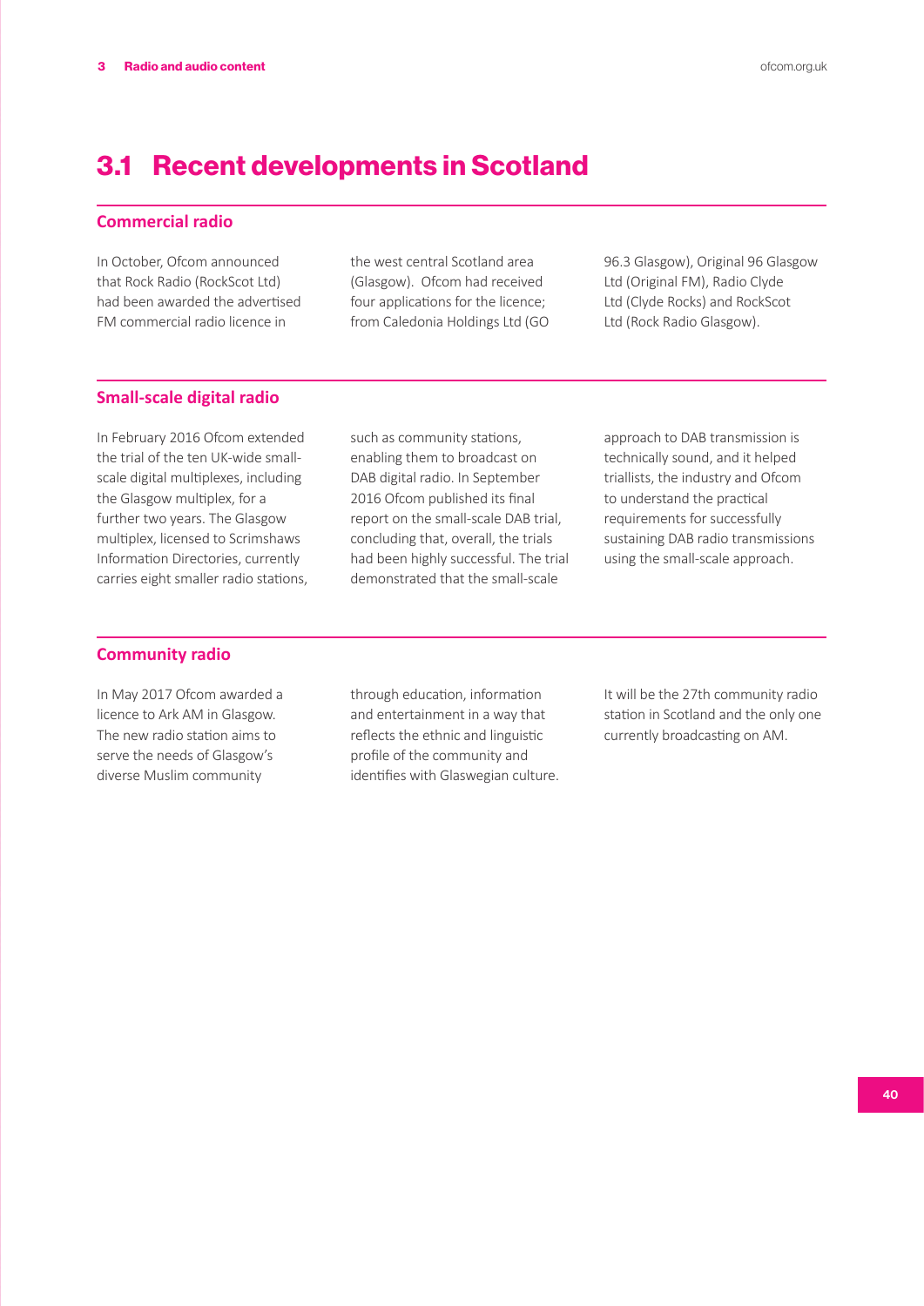# 3.1 Recent developments in Scotland

## Commercial radio

In October, Ofcom announced that Rock Radio (RockScot Ltd) had been awarded the advertised FM commercial radio licence in the west central Scotland area (Glasgow). Ofcom had received four applications for the licence; from Caledonia Holdings Ltd (GO 96.3 Glasgow), Original 96 Glasgow Ltd (Original FM), Radio Clyde Ltd (Clyde Rocks) and RockScot Ltd (Rock Radio Glasgow).

## Small-scale digital radio

In February 2016 Ofcom extended the trial of the ten UK-wide small-scale digital multiplexes, including the Glasgow multiplex, for a further two years. The Glasgow multiplex, licensed to Scrimshaws Information Directories, currently carries eight smaller radio stations, such as community stations, enabling them to broadcast on DAB digital radio. In September 2016 Ofcom published its final report on the small-scale DAB trial, concluding that, overall, the trials had been highly successful. The trial demonstrated that the small-scale approach to DAB transmission is technically sound, and it helped triallists, the industry and Ofcom to understand the practical requirements for successfully sustaining DAB radio transmissions using the small-scale approach.

## Community radio

In May 2017 Ofcom awarded a licence to Ark AM in Glasgow. The new radio station aims to serve the needs of Glasgow's diverse Muslim community through education, information and entertainment in a way that reflects the ethnic and linguistic profile of the community and identifies with Glaswegian culture. It will be the 27th community radio station in Scotland and the only one currently broadcasting on AM.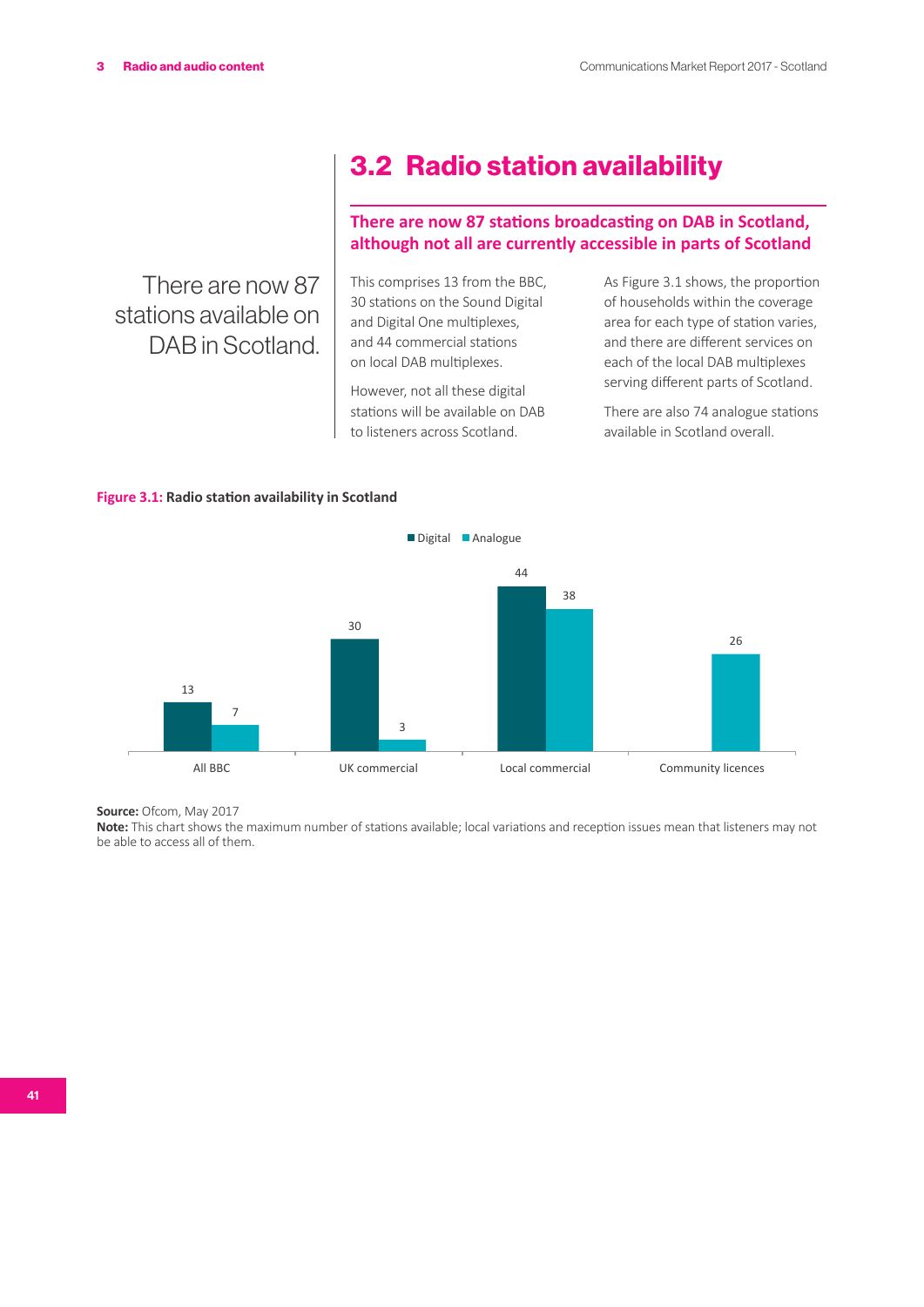## 3.2 Radio station availability

### There are now 87 stations broadcasting on DAB in Scotland, although not all are currently accessible in parts of Scotland

There are now 87 stations available on DAB in Scotland.

This comprises 13 from the BBC, 30 stations on the Sound Digital and Digital One multiplexes, and 44 commercial stations on local DAB multiplexes.

However, not all these digital stations will be available on DAB to listeners across Scotland.

As Figure 3.1 shows, the proportion of households within the coverage area for each type of station varies, and there are different services on each of the local DAB multiplexes serving different parts of Scotland.

There are also 74 analogue stations available in Scotland overall.

**Figure 3.1:** **Radio station availability in Scotland**

| | Digital | Analogue |
|---|---|---|
| All BBC | 13 | 7 |
| UK commercial | 30 | 3 |
| Local commercial | 44 | 38 |
| Community licences | | 26 |

**Source:** Ofcom, May 2017
**Note:** This chart shows the maximum number of stations available; local variations and reception issues mean that listeners may not be able to access all of them.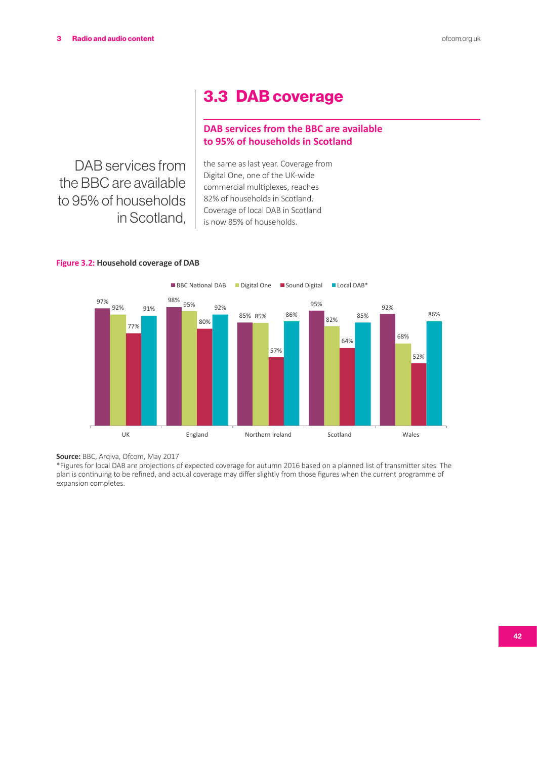## 3.3 DAB coverage

### DAB services from the BBC are available to 95% of households in Scotland

DAB services from the BBC are available to 95% of households in Scotland, the same as last year. Coverage from Digital One, one of the UK-wide commercial multiplexes, reaches 82% of households in Scotland. Coverage of local DAB in Scotland is now 85% of households.

**Figure 3.2: Household coverage of DAB**

| | BBC National DAB | Digital One | Sound Digital | Local DAB* |
|---|---|---|---|---|
| UK | 97% | 92% | 77% | 91% |
| England | 98% | 95% | 80% | 92% |
| Northern Ireland | 85% | 85% | 57% | 86% |
| Scotland | 95% | 82% | 64% | 85% |
| Wales | 92% | 68% | 52% | 86% |

**Source:** BBC, Arqiva, Ofcom, May 2017
*Figures for local DAB are projections of expected coverage for autumn 2016 based on a planned list of transmitter sites. The plan is continuing to be refined, and actual coverage may differ slightly from those figures when the current programme of expansion completes.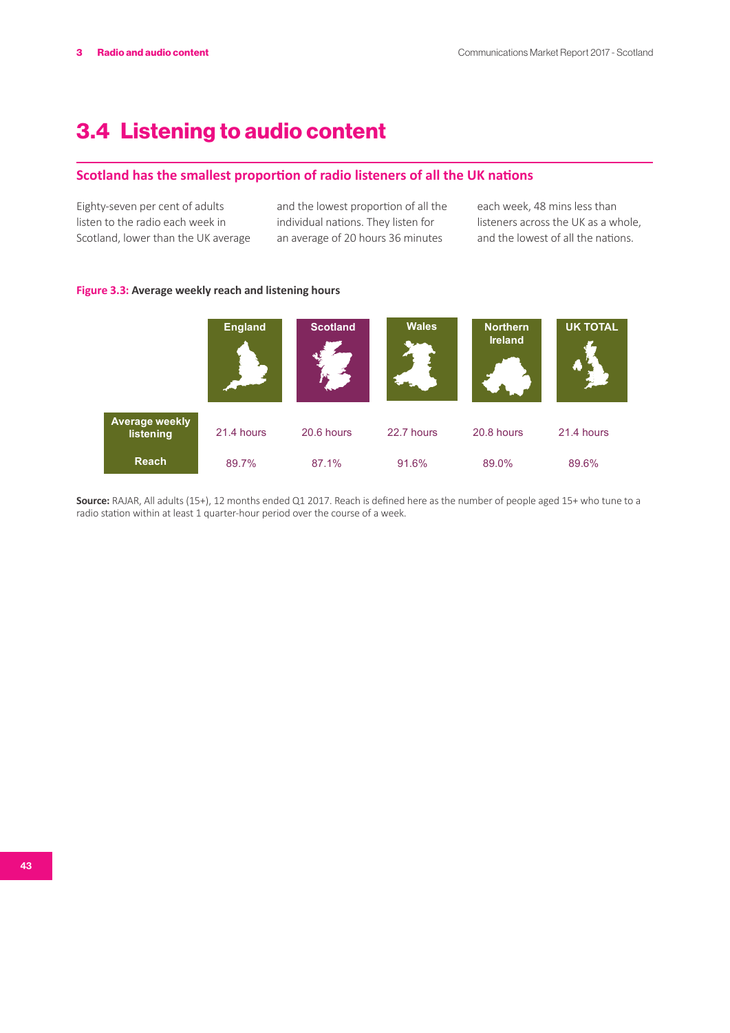# 3.4 Listening to audio content

## Scotland has the smallest proportion of radio listeners of all the UK nations

Eighty-seven per cent of adults listen to the radio each week in Scotland, lower than the UK average and the lowest proportion of all the individual nations. They listen for an average of 20 hours 36 minutes each week, 48 mins less than listeners across the UK as a whole, and the lowest of all the nations.

**Figure 3.3: Average weekly reach and listening hours**

| | England | Scotland | Wales | Northern Ireland | UK TOTAL |
|---|---|---|---|---|---|
| Average weekly listening | 21.4 hours | 20.6 hours | 22.7 hours | 20.8 hours | 21.4 hours |
| Reach | 89.7% | 87.1% | 91.6% | 89.0% | 89.6% |

**Source:** RAJAR, All adults (15+), 12 months ended Q1 2017. Reach is defined here as the number of people aged 15+ who tune to a radio station within at least 1 quarter-hour period over the course of a week.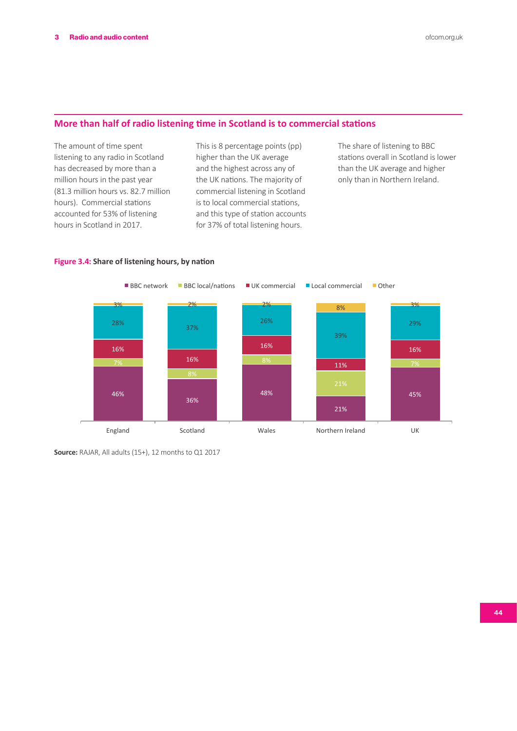## More than half of radio listening time in Scotland is to commercial stations

The amount of time spent listening to any radio in Scotland has decreased by more than a million hours in the past year (81.3 million hours vs. 82.7 million hours). Commercial stations accounted for 53% of listening hours in Scotland in 2017.

This is 8 percentage points (pp) higher than the UK average and the highest across any of the UK nations. The majority of commercial listening in Scotland is to local commercial stations, and this type of station accounts for 37% of total listening hours.

The share of listening to BBC stations overall in Scotland is lower than the UK average and higher only than in Northern Ireland.

**Figure 3.4: Share of listening hours, by nation**

| | England | Scotland | Wales | Northern Ireland | UK |
|---|---|---|---|---|---|
| Other | 3% | 2% | 2% | 8% | 3% |
| Local commercial | 28% | 37% | 26% | 39% | 29% |
| UK commercial | 16% | 16% | 16% | 11% | 16% |
| BBC local/nations | 7% | 8% | 8% | 21% | 7% |
| BBC network | 46% | 36% | 48% | 21% | 45% |

**Source:** RAJAR, All adults (15+), 12 months to Q1 2017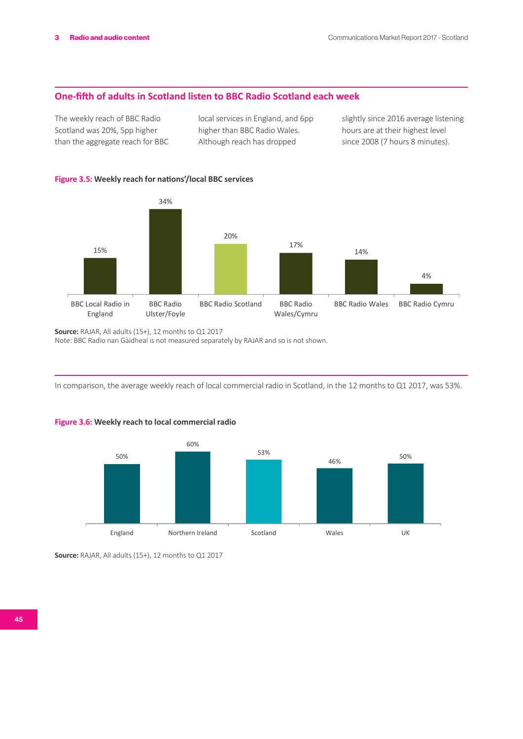## One-fifth of adults in Scotland listen to BBC Radio Scotland each week

The weekly reach of BBC Radio Scotland was 20%, 5pp higher than the aggregate reach for BBC local services in England, and 6pp higher than BBC Radio Wales. Although reach has dropped slightly since 2016 average listening hours are at their highest level since 2008 (7 hours 8 minutes).

**Figure 3.5: Weekly reach for nations'/local BBC services**

| BBC Local Radio in England | BBC Radio Ulster/Foyle | BBC Radio Scotland | BBC Radio Wales/Cymru | BBC Radio Wales | BBC Radio Cymru |
|---|---|---|---|---|---|
| 15% | 34% | 20% | 17% | 14% | 4% |

**Source:** RAJAR, All adults (15+), 12 months to Q1 2017
Note: BBC Radio nan Gàidheal is not measured separately by RAJAR and so is not shown.

In comparison, the average weekly reach of local commercial radio in Scotland, in the 12 months to Q1 2017, was 53%.

**Figure 3.6: Weekly reach to local commercial radio**

| England | Northern Ireland | Scotland | Wales | UK |
|---|---|---|---|---|
| 50% | 60% | 53% | 46% | 50% |

**Source:** RAJAR, All adults (15+), 12 months to Q1 2017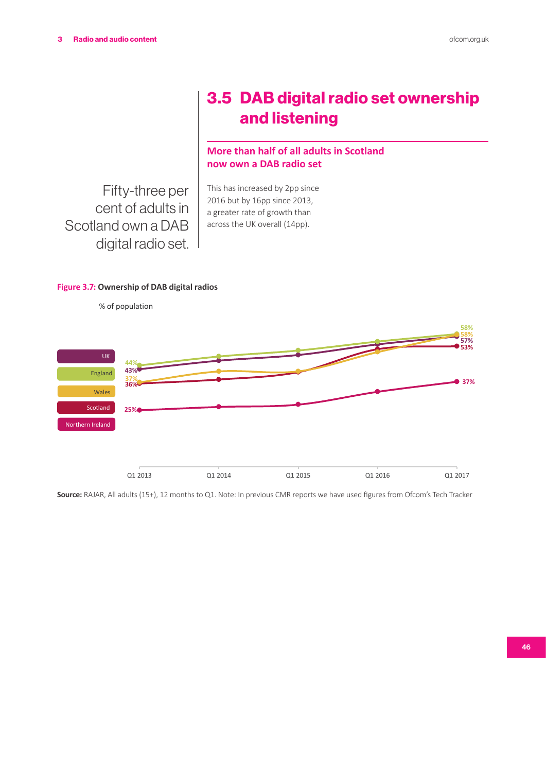## 3.5 DAB digital radio set ownership and listening

### More than half of all adults in Scotland now own a DAB radio set

Fifty-three per cent of adults in Scotland own a DAB digital radio set.

This has increased by 2pp since 2016 but by 16pp since 2013, a greater rate of growth than across the UK overall (14pp).

**Figure 3.7:** Ownership of DAB digital radios

% of population

| | Q1 2013 | Q1 2017 |
|---|---|---|
| UK | 43% | 57% |
| England | 44% | 58% |
| Wales | 37% | 58% |
| Scotland | 36% | 53% |
| Northern Ireland | 25% | 37% |

**Source:** RAJAR, All adults (15+), 12 months to Q1. Note: In previous CMR reports we have used figures from Ofcom's Tech Tracker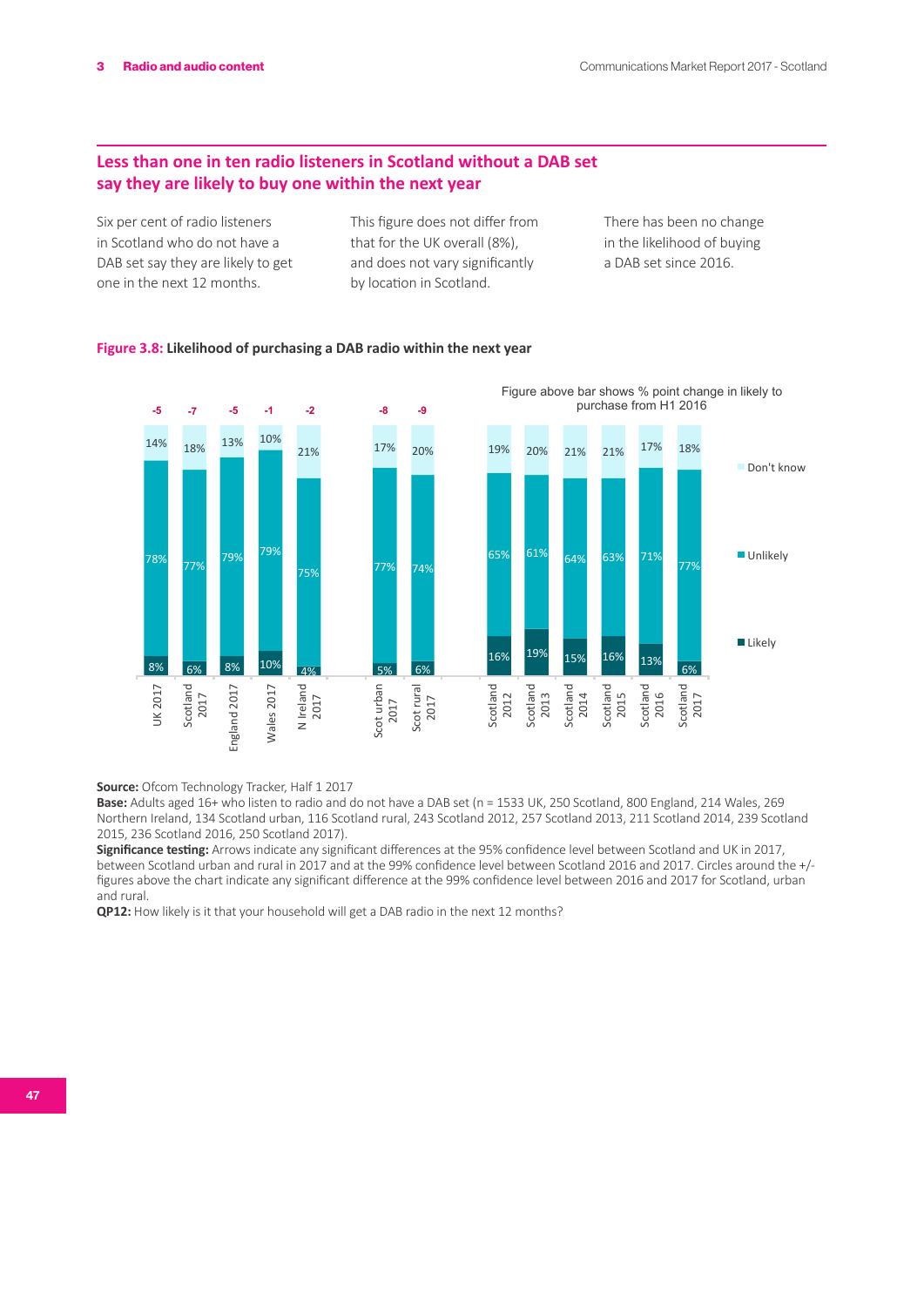## Less than one in ten radio listeners in Scotland without a DAB set say they are likely to buy one within the next year

Six per cent of radio listeners in Scotland who do not have a DAB set say they are likely to get one in the next 12 months.

This figure does not differ from that for the UK overall (8%), and does not vary significantly by location in Scotland.

There has been no change in the likelihood of buying a DAB set since 2016.

**Figure 3.8:** Likelihood of purchasing a DAB radio within the next year

Figure above bar shows % point change in likely to purchase from H1 2016

| | UK 2017 | Scotland 2017 | England 2017 | Wales 2017 | N Ireland 2017 | Scot urban 2017 | Scot rural 2017 | Scotland 2012 | Scotland 2013 | Scotland 2014 | Scotland 2015 | Scotland 2016 | Scotland 2017 |
|---|---|---|---|---|---|---|---|---|---|---|---|---|---|
| Change | -5 | -7 | -5 | -1 | -2 | -8 | -9 | | | | | | |
| Don't know | 14% | 18% | 13% | 10% | 21% | 17% | 20% | 19% | 20% | 21% | 21% | 17% | 18% |
| Unlikely | 78% | 77% | 79% | 79% | 75% | 77% | 74% | 65% | 61% | 64% | 63% | 71% | 77% |
| Likely | 8% | 6% | 8% | 10% | 4% | 5% | 6% | 16% | 19% | 15% | 16% | 13% | 6% |

**Source:** Ofcom Technology Tracker, Half 1 2017
**Base:** Adults aged 16+ who listen to radio and do not have a DAB set (n = 1533 UK, 250 Scotland, 800 England, 214 Wales, 269 Northern Ireland, 134 Scotland urban, 116 Scotland rural, 243 Scotland 2012, 257 Scotland 2013, 211 Scotland 2014, 239 Scotland 2015, 236 Scotland 2016, 250 Scotland 2017).
**Significance testing:** Arrows indicate any significant differences at the 95% confidence level between Scotland and UK in 2017, between Scotland urban and rural in 2017 and at the 99% confidence level between Scotland 2016 and 2017. Circles around the +/- figures above the chart indicate any significant difference at the 99% confidence level between 2016 and 2017 for Scotland, urban and rural.
**QP12:** How likely is it that your household will get a DAB radio in the next 12 months?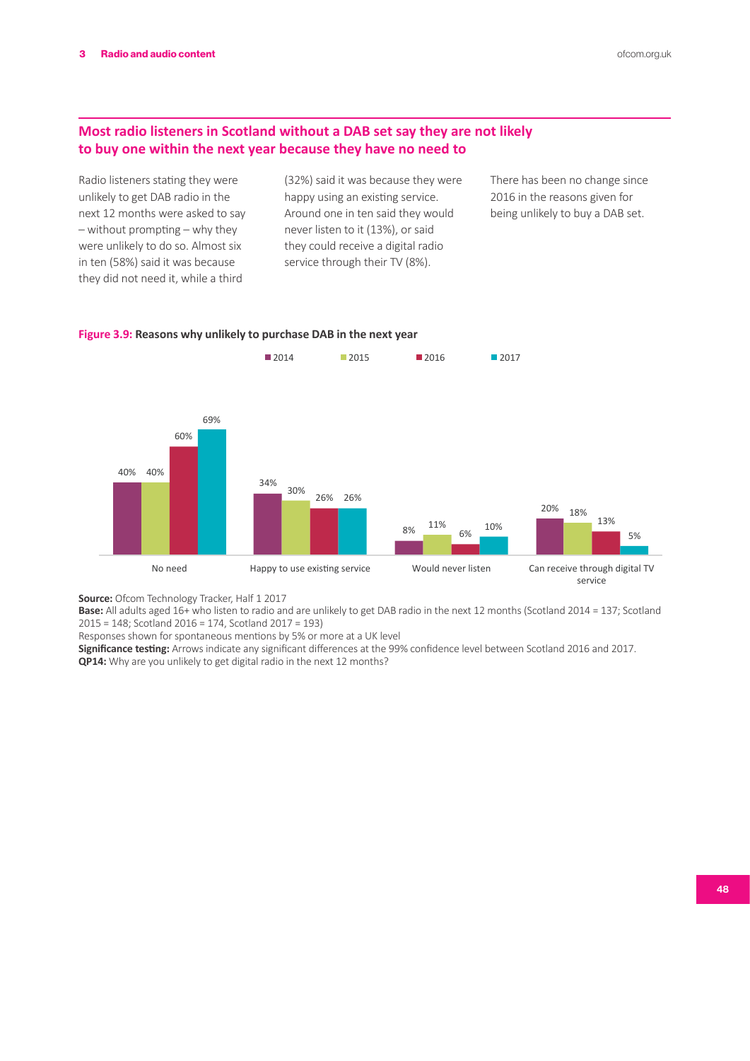## Most radio listeners in Scotland without a DAB set say they are not likely to buy one within the next year because they have no need to

Radio listeners stating they were unlikely to get DAB radio in the next 12 months were asked to say – without prompting – why they were unlikely to do so. Almost six in ten (58%) said it was because they did not need it, while a third (32%) said it was because they were happy using an existing service. Around one in ten said they would never listen to it (13%), or said they could receive a digital radio service through their TV (8%).

There has been no change since 2016 in the reasons given for being unlikely to buy a DAB set.

**Figure 3.9: Reasons why unlikely to purchase DAB in the next year**

| | 2014 | 2015 | 2016 | 2017 |
|---|---|---|---|---|
| No need | 40% | 40% | 60% | 69% |
| Happy to use existing service | 34% | 30% | 26% | 26% |
| Would never listen | 8% | 11% | 6% | 10% |
| Can receive through digital TV service | 20% | 18% | 13% | 5% |

**Source:** Ofcom Technology Tracker, Half 1 2017
**Base:** All adults aged 16+ who listen to radio and are unlikely to get DAB radio in the next 12 months (Scotland 2014 = 137; Scotland 2015 = 148; Scotland 2016 = 174, Scotland 2017 = 193)
Responses shown for spontaneous mentions by 5% or more at a UK level
**Significance testing:** Arrows indicate any significant differences at the 99% confidence level between Scotland 2016 and 2017.
**QP14:** Why are you unlikely to get digital radio in the next 12 months?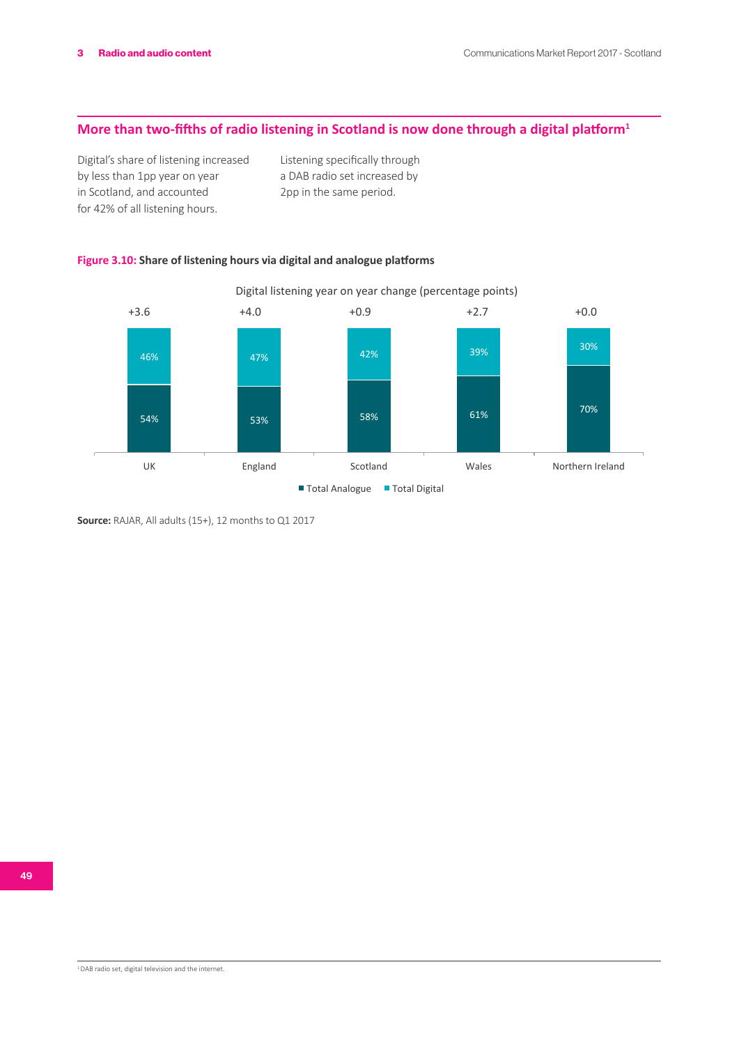## More than two-fifths of radio listening in Scotland is now done through a digital platform[1]

Digital's share of listening increased by less than 1pp year on year in Scotland, and accounted for 42% of all listening hours.

Listening specifically through a DAB radio set increased by 2pp in the same period.

**Figure 3.10:** Share of listening hours via digital and analogue platforms

Digital listening year on year change (percentage points)

| | UK | England | Scotland | Wales | Northern Ireland |
|---|---|---|---|---|---|
| Digital listening year on year change (pp) | +3.6 | +4.0 | +0.9 | +2.7 | +0.0 |
| Total Digital | 46% | 47% | 42% | 39% | 30% |
| Total Analogue | 54% | 53% | 58% | 61% | 70% |

**Source:** RAJAR, All adults (15+), 12 months to Q1 2017

[1] DAB radio set, digital television and the internet.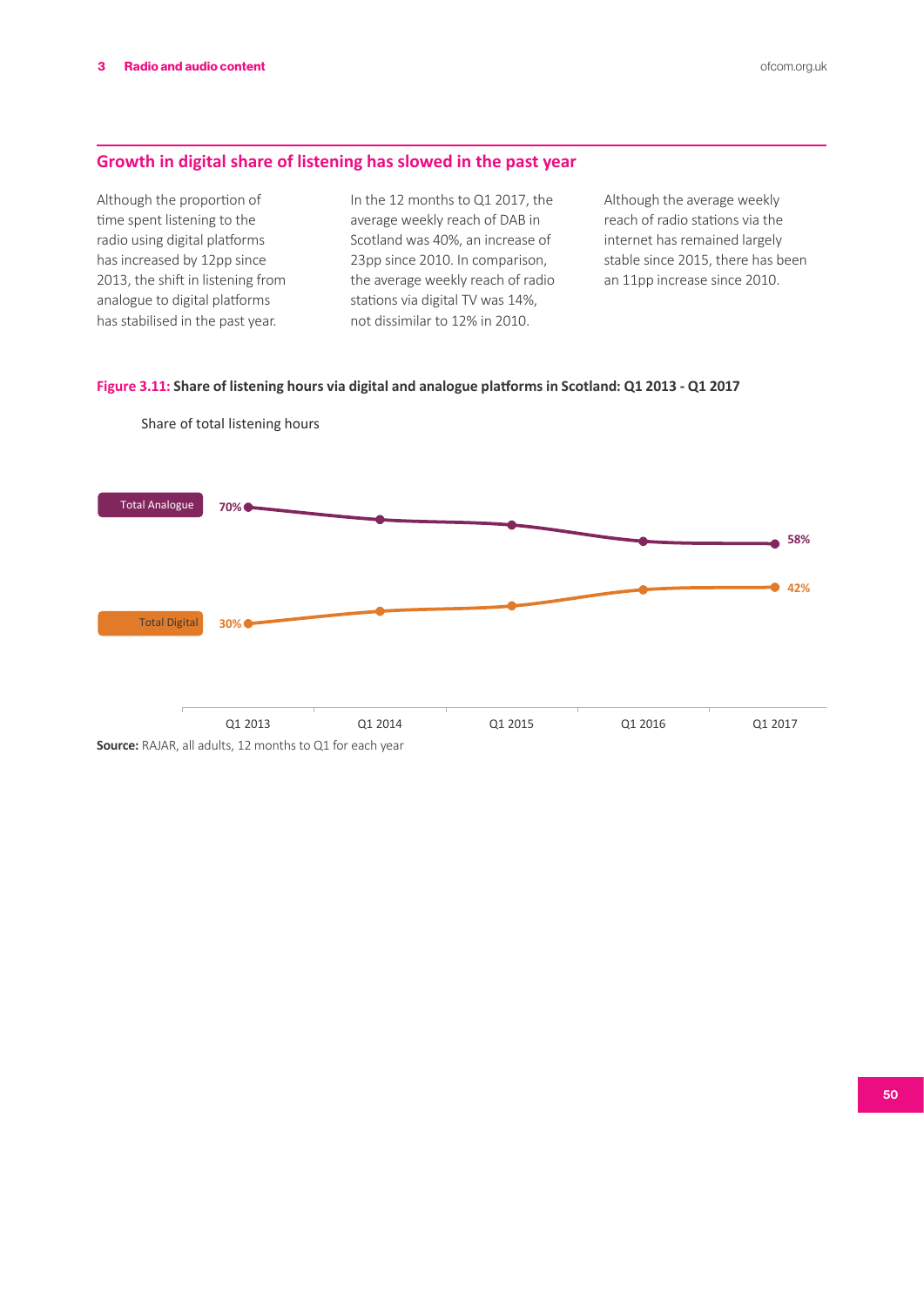## Growth in digital share of listening has slowed in the past year

Although the proportion of time spent listening to the radio using digital platforms has increased by 12pp since 2013, the shift in listening from analogue to digital platforms has stabilised in the past year.

In the 12 months to Q1 2017, the average weekly reach of DAB in Scotland was 40%, an increase of 23pp since 2010. In comparison, the average weekly reach of radio stations via digital TV was 14%, not dissimilar to 12% in 2010.

Although the average weekly reach of radio stations via the internet has remained largely stable since 2015, there has been an 11pp increase since 2010.

**Figure 3.11: Share of listening hours via digital and analogue platforms in Scotland: Q1 2013 - Q1 2017**

Share of total listening hours

| | Q1 2013 | Q1 2014 | Q1 2015 | Q1 2016 | Q1 2017 |
|---|---|---|---|---|---|
| Total Analogue | 70% | | | | 58% |
| Total Digital | 30% | | | | 42% |

**Source:** RAJAR, all adults, 12 months to Q1 for each year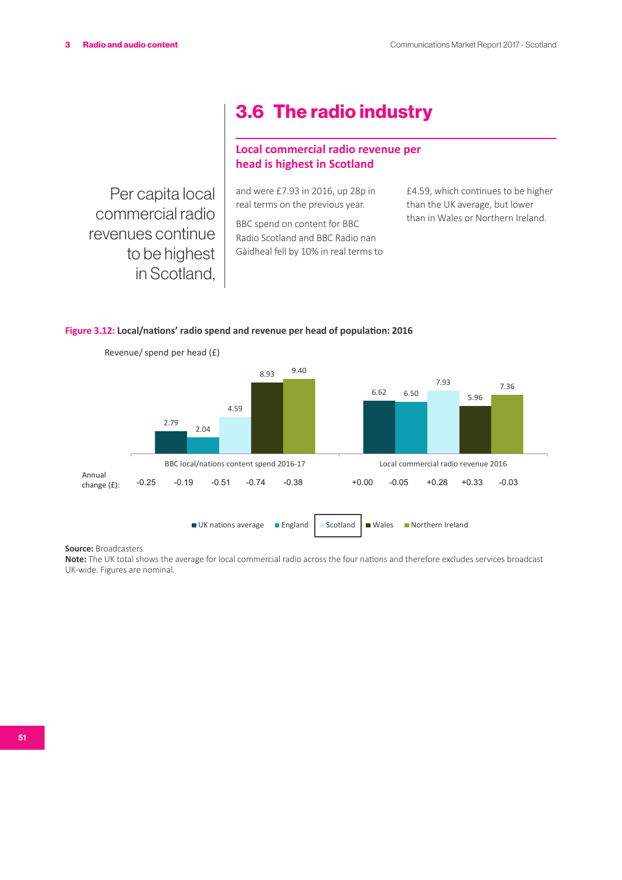## 3.6 The radio industry

### Local commercial radio revenue per head is highest in Scotland

Per capita local commercial radio revenues continue to be highest in Scotland,

and were £7.93 in 2016, up 28p in real terms on the previous year.

BBC spend on content for BBC Radio Scotland and BBC Radio nan Gàidheal fell by 10% in real terms to £4.59, which continues to be higher than the UK average, but lower than in Wales or Northern Ireland.

**Figure 3.12:** Local/nations' radio spend and revenue per head of population: 2016

Revenue/ spend per head (£)

BBC local/nations content spend 2016-17

2.79
2.04
4.59
8.93
9.40

Local commercial radio revenue 2016

6.62
6.50
7.93
5.96
7.36

Annual change (£):

-0.25 -0.19 -0.51 -0.74 -0.38

+0.00 -0.05 +0.28 +0.33 -0.03

UK nations average, England, Scotland, Wales, Northern Ireland

**Source:** Broadcasters
**Note:** The UK total shows the average for local commercial radio across the four nations and therefore excludes services broadcast UK-wide. Figures are nominal.